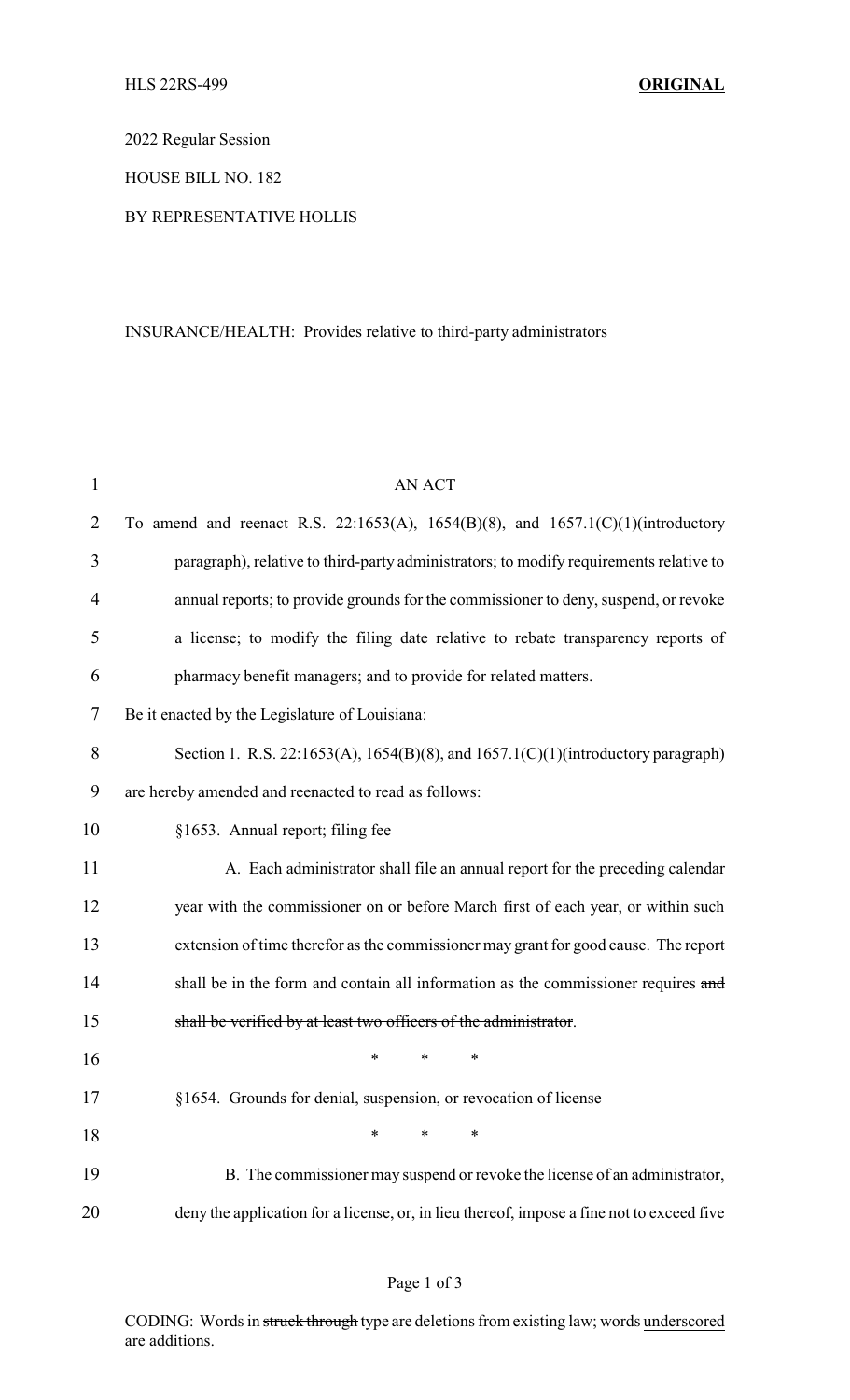HLS 22RS-499 **ORIGINAL**

2022 Regular Session

HOUSE BILL NO. 182

BY REPRESENTATIVE HOLLIS

INSURANCE/HEALTH: Provides relative to third-party administrators

AN ACT

To amend and reenact R.S. 22:1653(A), 1654(B)(8), and 1657.1(C)(1)(introductory paragraph), relative to third-party administrators; to modify requirements relative to annual reports; to provide grounds for the commissioner to deny, suspend, or revoke a license; to modify the filing date relative to rebate transparency reports of pharmacy benefit managers; and to provide for related matters.

Be it enacted by the Legislature of Louisiana:

Section 1. R.S. 22:1653(A), 1654(B)(8), and 1657.1(C)(1)(introductory paragraph) are hereby amended and reenacted to read as follows:

§1653. Annual report; filing fee

A. Each administrator shall file an annual report for the preceding calendar year with the commissioner on or before March first of each year, or within such extension of time therefor as the commissioner may grant for good cause. The report shall be in the form and contain all information as the commissioner requires ~~and shall be verified by at least two officers of the administrator~~.

\* \* \*

§1654. Grounds for denial, suspension, or revocation of license

\* \* \*

B. The commissioner may suspend or revoke the license of an administrator, deny the application for a license, or, in lieu thereof, impose a fine not to exceed five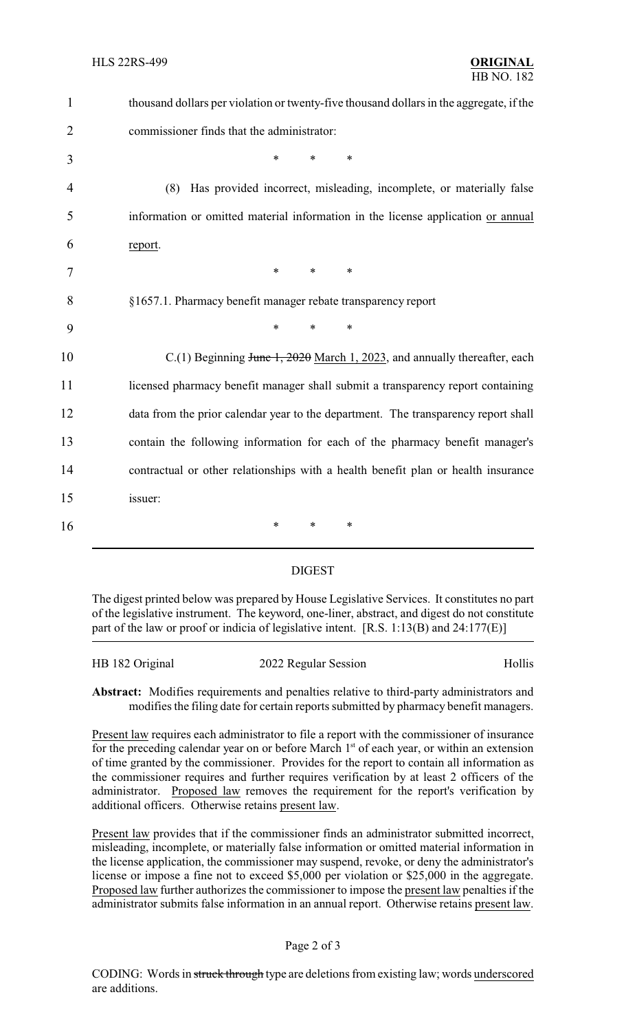thousand dollars per violation or twenty-five thousand dollars in the aggregate, if the commissioner finds that the administrator:

\* \* \*

(8) Has provided incorrect, misleading, incomplete, or materially false information or omitted material information in the license application <u>or annual report</u>.

\* \* \*

§1657.1. Pharmacy benefit manager rebate transparency report

\* \* \*

C.(1) Beginning ~~June 1, 2020~~ <u>March 1, 2023</u>, and annually thereafter, each licensed pharmacy benefit manager shall submit a transparency report containing data from the prior calendar year to the department. The transparency report shall contain the following information for each of the pharmacy benefit manager's contractual or other relationships with a health benefit plan or health insurance issuer:

\* \* \*

## DIGEST

The digest printed below was prepared by House Legislative Services. It constitutes no part of the legislative instrument. The keyword, one-liner, abstract, and digest do not constitute part of the law or proof or indicia of legislative intent. [R.S. 1:13(B) and 24:177(E)]

HB 182 Original — 2022 Regular Session — Hollis

**Abstract:** Modifies requirements and penalties relative to third-party administrators and modifies the filing date for certain reports submitted by pharmacy benefit managers.

<u>Present law</u> requires each administrator to file a report with the commissioner of insurance for the preceding calendar year on or before March 1st of each year, or within an extension of time granted by the commissioner. Provides for the report to contain all information as the commissioner requires and further requires verification by at least 2 officers of the administrator. <u>Proposed law</u> removes the requirement for the report's verification by additional officers. Otherwise retains <u>present law</u>.

<u>Present law</u> provides that if the commissioner finds an administrator submitted incorrect, misleading, incomplete, or materially false information or omitted material information in the license application, the commissioner may suspend, revoke, or deny the administrator's license or impose a fine not to exceed $5,000 per violation or $25,000 in the aggregate. <u>Proposed law</u> further authorizes the commissioner to impose the <u>present law</u> penalties if the administrator submits false information in an annual report. Otherwise retains <u>present law</u>.

CODING: Words in ~~struck through~~ type are deletions from existing law; words <u>underscored</u> are additions.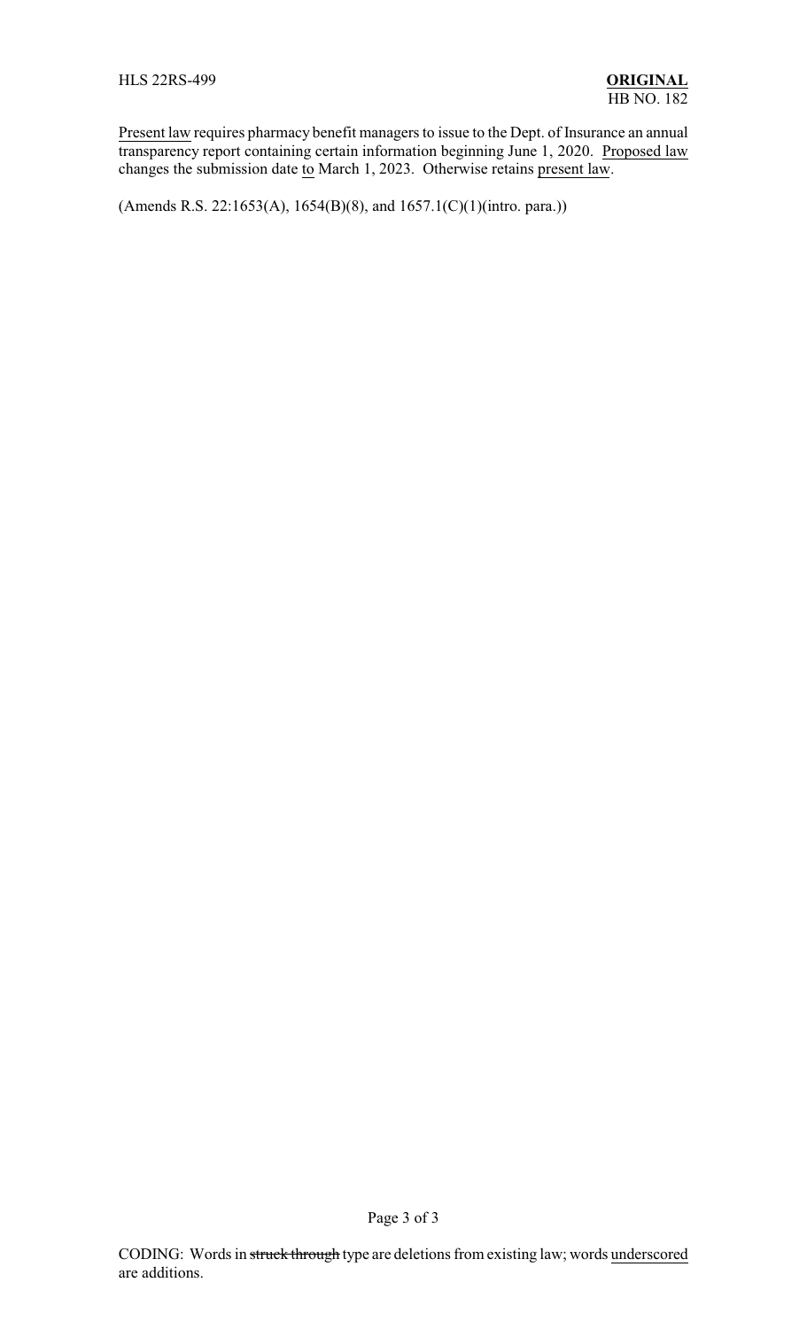Present law requires pharmacy benefit managers to issue to the Dept. of Insurance an annual transparency report containing certain information beginning June 1, 2020. Proposed law changes the submission date to March 1, 2023. Otherwise retains present law.

(Amends R.S. 22:1653(A), 1654(B)(8), and 1657.1(C)(1)(intro. para.))

CODING: Words in ~~struck through~~ type are deletions from existing law; words underscored are additions.